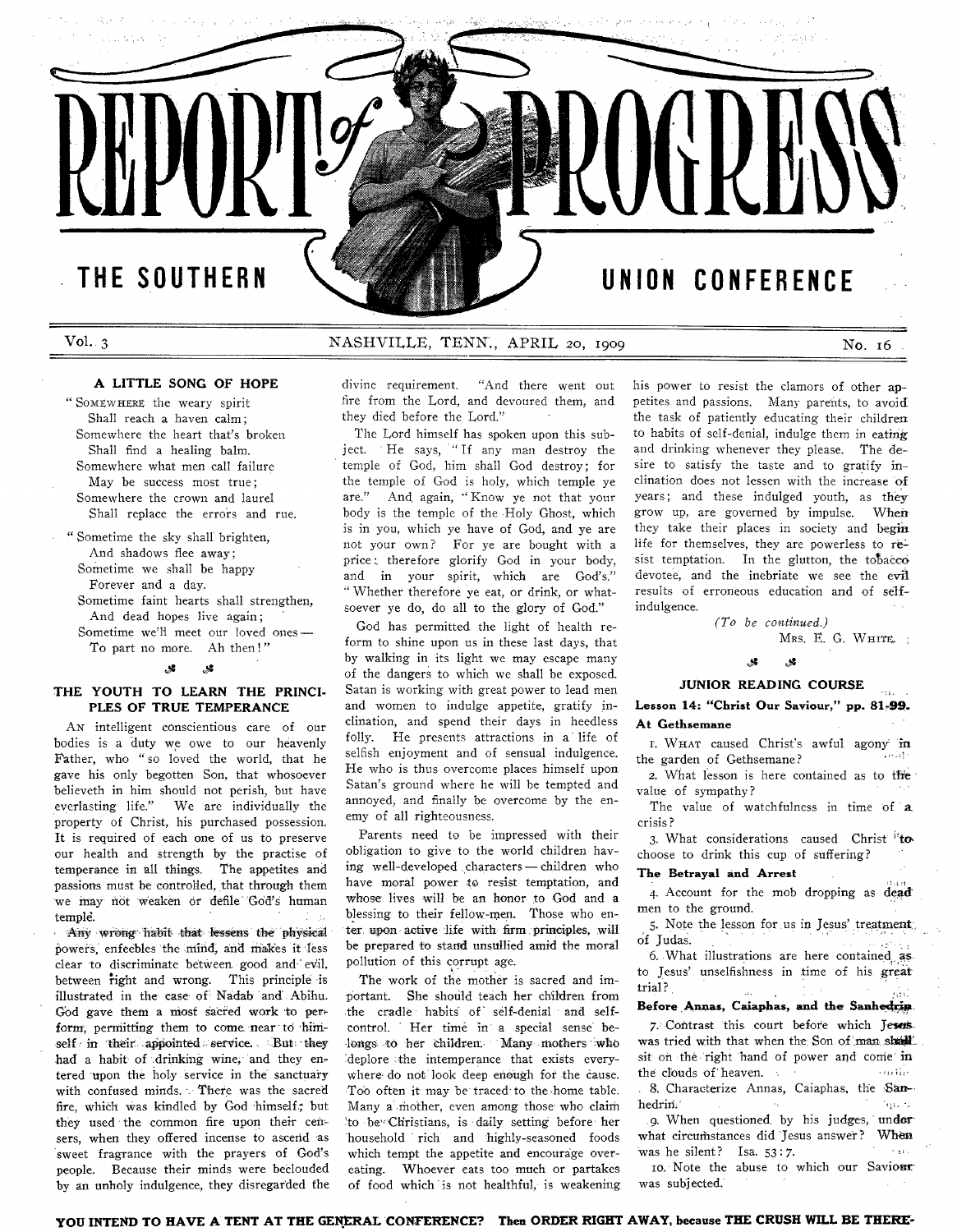# REPORT of PROGRESS

THE SOUTHERN UNION CONFERENCE

Vol. 3 NASHVILLE, TENN., APRIL 20, 1909 No. 16

### A LITTLE SONG OF HOPE

"SOMEWHERE the weary spirit
Shall reach a haven calm;
Somewhere the heart that's broken
Shall find a healing balm.
Somewhere what men call failure
May be success most true;
Somewhere the crown and laurel
Shall replace the errors and rue.

"Sometime the sky shall brighten,
And shadows flee away;
Sometime we shall be happy
Forever and a day.
Sometime faint hearts shall strengthen,
And dead hopes live again;
Sometime we'll meet our loved ones —
To part no more. Ah then!"

### THE YOUTH TO LEARN THE PRINCIPLES OF TRUE TEMPERANCE

AN intelligent conscientious care of our bodies is a duty we owe to our heavenly Father, who "so loved the world, that he gave his only begotten Son, that whosoever believeth in him should not perish, but have everlasting life." We are individually the property of Christ, his purchased possession. It is required of each one of us to preserve our health and strength by the practise of temperance in all things. The appetites and passions must be controlled, that through them we may not weaken or defile God's human temple.

Any wrong habit that lessens the physical powers, enfeebles the mind, and makes it less clear to discriminate between good and evil, between right and wrong. This principle is illustrated in the case of Nadab and Abihu. God gave them a most sacred work to perform, permitting them to come near to himself in their appointed service. But they had a habit of drinking wine, and they entered upon the holy service in the sanctuary with confused minds. There was the sacred fire, which was kindled by God himself; but they used the common fire upon their censers, when they offered incense to ascend as sweet fragrance with the prayers of God's people. Because their minds were beclouded by an unholy indulgence, they disregarded the divine requirement. "And there went out fire from the Lord, and devoured them, and they died before the Lord."

The Lord himself has spoken upon this subject. He says, "If any man destroy the temple of God, him shall God destroy; for the temple of God is holy, which temple ye are." And again, "Know ye not that your body is the temple of the Holy Ghost, which is in you, which ye have of God, and ye are not your own? For ye are bought with a price: therefore glorify God in your body, and in your spirit, which are God's." "Whether therefore ye eat, or drink, or whatsoever ye do, do all to the glory of God."

God has permitted the light of health reform to shine upon us in these last days, that by walking in its light we may escape many of the dangers to which we shall be exposed. Satan is working with great power to lead men and women to indulge appetite, gratify inclination, and spend their days in heedless folly. He presents attractions in a life of selfish enjoyment and of sensual indulgence. He who is thus overcome places himself upon Satan's ground where he will be tempted and annoyed, and finally be overcome by the enemy of all righteousness.

Parents need to be impressed with their obligation to give to the world children having well-developed characters — children who have moral power to resist temptation, and whose lives will be an honor to God and a blessing to their fellow-men. Those who enter upon active life with firm principles, will be prepared to stand unsullied amid the moral pollution of this corrupt age.

The work of the mother is sacred and important. She should teach her children from the cradle habits of self-denial and self-control. Her time in a special sense belongs to her children. Many mothers who deplore the intemperance that exists everywhere do not look deep enough for the cause. Too often it may be traced to the home table. Many a mother, even among those who claim to be Christians, is daily setting before her household rich and highly-seasoned foods which tempt the appetite and encourage overeating. Whoever eats too much or partakes of food which is not healthful, is weakening his power to resist the clamors of other appetites and passions. Many parents, to avoid the task of patiently educating their children to habits of self-denial, indulge them in eating and drinking whenever they please. The desire to satisfy the taste and to gratify inclination does not lessen with the increase of years; and these indulged youth, as they grow up, are governed by impulse. When they take their places in society and begin life for themselves, they are powerless to resist temptation. In the glutton, the tobacco devotee, and the inebriate we see the evil results of erroneous education and of self-indulgence.

*(To be continued.)*

MRS. E. G. WHITE.

### JUNIOR READING COURSE

**Lesson 14: "Christ Our Saviour," pp. 81-99.**

**At Gethsemane**

1. WHAT caused Christ's awful agony in the garden of Gethsemane?

2. What lesson is here contained as to the value of sympathy?

The value of watchfulness in time of a crisis?

3. What considerations caused Christ to choose to drink this cup of suffering?

**The Betrayal and Arrest**

4. Account for the mob dropping as dead men to the ground.

5. Note the lesson for us in Jesus' treatment of Judas.

6. What illustrations are here contained as to Jesus' unselfishness in time of his great trial?

**Before Annas, Caiaphas, and the Sanhedrin**

7. Contrast this court before which Jesus was tried with that when the Son of man shall sit on the right hand of power and come in the clouds of heaven.

8. Characterize Annas, Caiaphas, the Sanhedrin.

9. When questioned by his judges, under what circumstances did Jesus answer? When was he silent? Isa. 53:7.

10. Note the abuse to which our Saviour was subjected.

**YOU INTEND TO HAVE A TENT AT THE GENERAL CONFERENCE? Then ORDER RIGHT AWAY, because THE CRUSH WILL BE THERE.**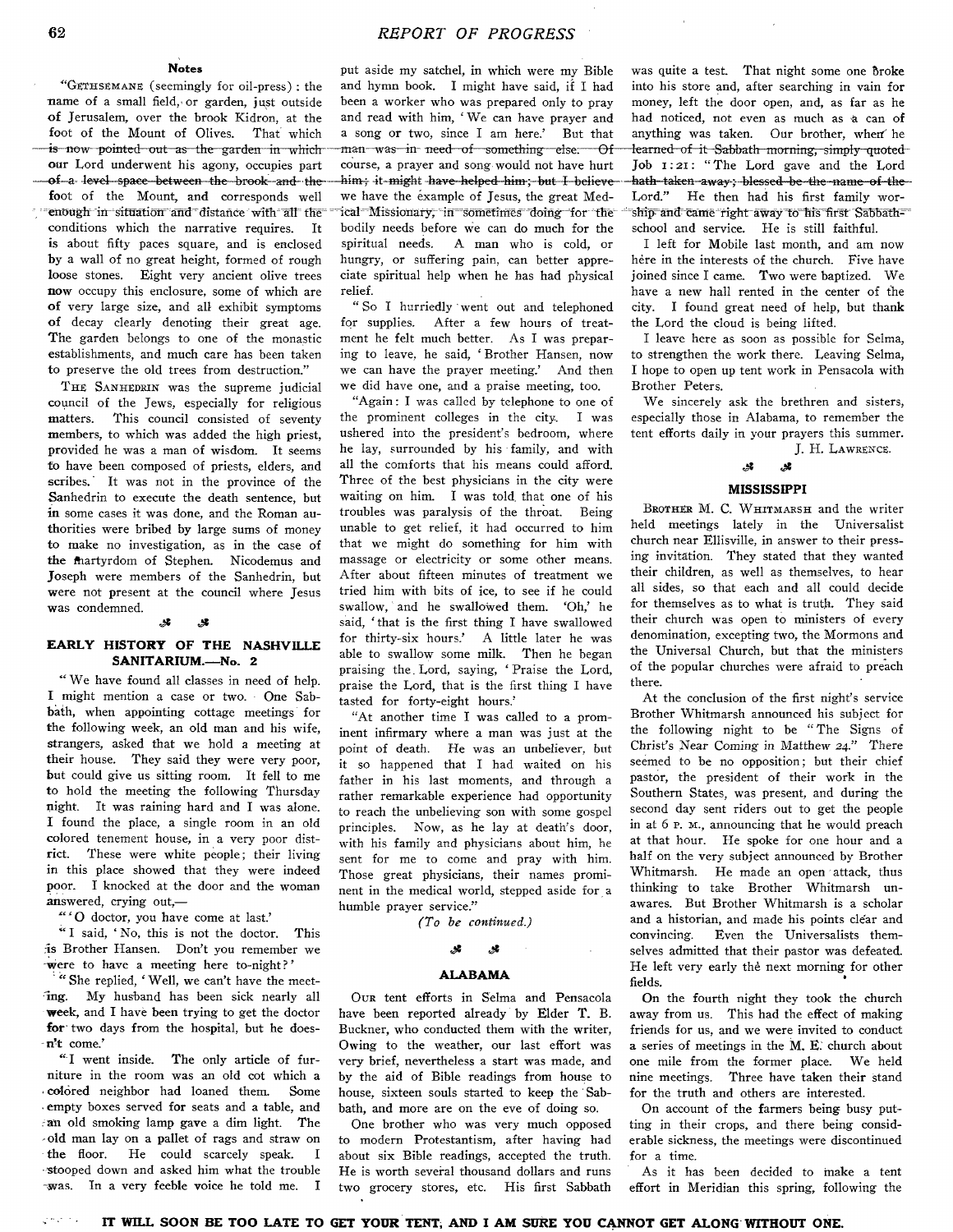### Notes

"GETHSEMANE (seemingly for oil-press): the name of a small field, or garden, just outside of Jerusalem, over the brook Kidron, at the foot of the Mount of Olives. That which is now pointed out as the garden in which our Lord underwent his agony, occupies part of a level space between the brook and the foot of the Mount, and corresponds well enough in situation and distance with all the conditions which the narrative requires. It is about fifty paces square, and is enclosed by a wall of no great height, formed of rough loose stones. Eight very ancient olive trees now occupy this enclosure, some of which are of very large size, and all exhibit symptoms of decay clearly denoting their great age. The garden belongs to one of the monastic establishments, and much care has been taken to preserve the old trees from destruction."

THE SANHEDRIN was the supreme judicial council of the Jews, especially for religious matters. This council consisted of seventy members, to which was added the high priest, provided he was a man of wisdom. It seems to have been composed of priests, elders, and scribes. It was not in the province of the Sanhedrin to execute the death sentence, but in some cases it was done, and the Roman authorities were bribed by large sums of money to make no investigation, as in the case of the martyrdom of Stephen. Nicodemus and Joseph were members of the Sanhedrin, but were not present at the council where Jesus was condemned.

## EARLY HISTORY OF THE NASHVILLE SANITARIUM.—No. 2

"We have found all classes in need of help. I might mention a case or two. One Sabbath, when appointing cottage meetings for the following week, an old man and his wife, strangers, asked that we hold a meeting at their house. They said they were very poor, but could give us sitting room. It fell to me to hold the meeting the following Thursday night. It was raining hard and I was alone. I found the place, a single room in an old colored tenement house, in a very poor district. These were white people; their living in this place showed that they were indeed poor. I knocked at the door and the woman answered, crying out,—

"'O doctor, you have come at last.'

"I said, 'No, this is not the doctor. This is Brother Hansen. Don't you remember we were to have a meeting here to-night?'

"She replied, 'Well, we can't have the meeting. My husband has been sick nearly all week, and I have been trying to get the doctor for two days from the hospital, but he doesn't come.'

"I went inside. The only article of furniture in the room was an old cot which a colored neighbor had loaned them. Some empty boxes served for seats and a table, and an old smoking lamp gave a dim light. The old man lay on a pallet of rags and straw on the floor. He could scarcely speak. I stooped down and asked him what the trouble was. In a very feeble voice he told me. I put aside my satchel, in which were my Bible and hymn book. I might have said, if I had been a worker who was prepared only to pray and read with him, 'We can have prayer and a song or two, since I am here.' But that man was in need of something else. Of course, a prayer and song would not have hurt him; it might have helped him; but I believe we have the example of Jesus, the great Medical Missionary, in sometimes doing for the bodily needs before we can do much for the spiritual needs. A man who is cold, or hungry, or suffering pain, can better appreciate spiritual help when he has had physical relief.

"So I hurriedly went out and telephoned for supplies. After a few hours of treatment he felt much better. As I was preparing to leave, he said, 'Brother Hansen, now we can have the prayer meeting.' And then we did have one, and a praise meeting, too.

"Again: I was called by telephone to one of the prominent colleges in the city. I was ushered into the president's bedroom, where he lay, surrounded by his family, and with all the comforts that his means could afford. Three of the best physicians in the city were waiting on him. I was told that one of his troubles was paralysis of the throat. Being unable to get relief, it had occurred to him that we might do something for him with massage or electricity or some other means. After about fifteen minutes of treatment we tried him with bits of ice, to see if he could swallow, and he swallowed them. 'Oh,' he said, 'that is the first thing I have swallowed for thirty-six hours.' A little later he was able to swallow some milk. Then he began praising the Lord, saying, 'Praise the Lord, praise the Lord, that is the first thing I have tasted for forty-eight hours.'

"At another time I was called to a prominent infirmary where a man was just at the point of death. He was an unbeliever, but it so happened that I had waited on his father in his last moments, and through a rather remarkable experience had opportunity to reach the unbelieving son with some gospel principles. Now, as he lay at death's door, with his family and physicians about him, he sent for me to come and pray with him. Those great physicians, their names prominent in the medical world, stepped aside for a humble prayer service."

*(To be continued.)*

## ALABAMA

OUR tent efforts in Selma and Pensacola have been reported already by Elder T. B. Buckner, who conducted them with the writer. Owing to the weather, our last effort was very brief, nevertheless a start was made, and by the aid of Bible readings from house to house, sixteen souls started to keep the Sabbath, and more are on the eve of doing so.

One brother who was very much opposed to modern Protestantism, after having had about six Bible readings, accepted the truth. He is worth several thousand dollars and runs two grocery stores, etc. His first Sabbath was quite a test. That night some one broke into his store and, after searching in vain for money, left the door open, and, as far as he had noticed, not even as much as a can of anything was taken. Our brother, when he learned of it Sabbath morning, simply quoted Job 1:21: "The Lord gave and the Lord hath taken away; blessed be the name of the Lord." He then had his first family worship and came right away to his first Sabbath-school and service. He is still faithful.

I left for Mobile last month, and am now here in the interests of the church. Five have joined since I came. Two were baptized. We have a new hall rented in the center of the city. I found great need of help, but thank the Lord the cloud is being lifted.

I leave here as soon as possible for Selma, to strengthen the work there. Leaving Selma, I hope to open up tent work in Pensacola with Brother Peters.

We sincerely ask the brethren and sisters, especially those in Alabama, to remember the tent efforts daily in your prayers this summer.

J. H. LAWRENCE.

## MISSISSIPPI

BROTHER M. C. WHITMARSH and the writer held meetings lately in the Universalist church near Ellisville, in answer to their pressing invitation. They stated that they wanted their children, as well as themselves, to hear all sides, so that each and all could decide for themselves as to what is truth. They said their church was open to ministers of every denomination, excepting two, the Mormons and the Universal Church, but that the ministers of the popular churches were afraid to preach there.

At the conclusion of the first night's service Brother Whitmarsh announced his subject for the following night to be "The Signs of Christ's Near Coming in Matthew 24." There seemed to be no opposition; but their chief pastor, the president of their work in the Southern States, was present, and during the second day sent riders out to get the people in at 6 P. M., announcing that he would preach at that hour. He spoke for one hour and a half on the very subject announced by Brother Whitmarsh. He made an open attack, thus thinking to take Brother Whitmarsh unawares. But Brother Whitmarsh is a scholar and a historian, and made his points clear and convincing. Even the Universalists themselves admitted that their pastor was defeated. He left very early the next morning for other fields.

On the fourth night they took the church away from us. This had the effect of making friends for us, and we were invited to conduct a series of meetings in the M. E. church about one mile from the former place. We held nine meetings. Three have taken their stand for the truth and others are interested.

On account of the farmers being busy putting in their crops, and there being considerable sickness, the meetings were discontinued for a time.

As it has been decided to make a tent effort in Meridian this spring, following the

**IT WILL SOON BE TOO LATE TO GET YOUR TENT, AND I AM SURE YOU CANNOT GET ALONG WITHOUT ONE.**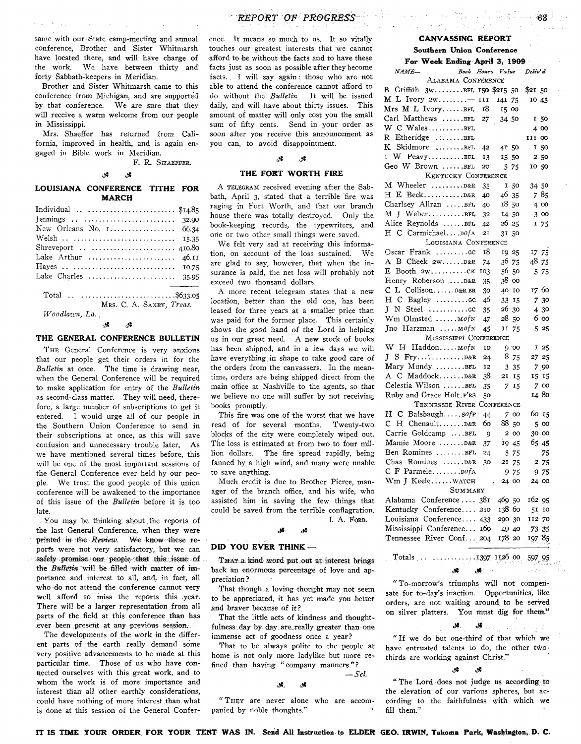same with our State camp-meeting and annual conference, Brother and Sister Whitmarsh have located there, and will have charge of the work. We have between thirty and forty Sabbath-keepers in Meridian.

Brother and Sister Whitmarsh came to this conference from Michigan, and are supported by that conference. We are sure that they will receive a warm welcome from our people in Mississippi.

Mrs. Shaeffer has returned from California, improved in health, and is again engaged in Bible work in Meridian.

F. R. SHAEFFER.

## LOUISIANA CONFERENCE TITHE FOR MARCH

| | |
|---|---|
| Individual | $14.85 |
| Jennings | 32.90 |
| New Orleans No. 1 | 66.34 |
| Welsh | 15.35 |
| Shreveport | 410.80 |
| Lake Arthur | 46.11 |
| Hayes | 10.75 |
| Lake Charles | 35.95 |
| Total | $633.05 |

MRS. C. A. SAXBY, *Treas.*

*Woodlawn, La.*

## THE GENERAL CONFERENCE BULLETIN

THE General Conference is very anxious that our people get their orders in for the *Bulletin* at once. The time is drawing near, when the General Conference will be required to make application for entry of the *Bulletin* as second-class matter. They will need, therefore, a large number of subscriptions to get it entered. I would urge all of our people in the Southern Union Conference to send in their subscriptions at once, as this will save confusion and unnecessary trouble later. As we have mentioned several times before, this will be one of the most important sessions of the General Conference ever held by our people. We trust the good people of this union conference will be awakened to the importance of this issue of the *Bulletin* before it is too late.

You may be thinking about the reports of the last General Conference, when they were printed in the *Review*. We know these reports were not very satisfactory, but we can safely promise our people that this issue of the *Bulletin* will be filled with matter of importance and interest to all, and, in fact, all who do not attend the conference cannot very well afford to miss the reports this year. There will be a larger representation from all parts of the field at this conference than has ever been present at any previous session.

The developments of the work in the different parts of the earth really demand some very positive advancements to be made at this particular time. Those of us who have connected ourselves with this great work, and to whom the work is of more importance and interest than all other earthly considerations, could have nothing of more interest than what is done at this session of the General Conference. It means so much to us. It so vitally touches our greatest interests that we cannot afford to be without the facts and to have these facts just as soon as possible after they become facts. I will say again: those who are not able to attend the conference cannot afford to do without the *Bulletin*. It will be issued daily, and will have about thirty issues. This amount of matter will only cost you the small sum of fifty cents. Send in your order as soon after you receive this announcement as you can, to avoid disappointment.

## THE FORT WORTH FIRE

A TELEGRAM received evening after the Sabbath, April 3, stated that a terrible fire was raging in Fort Worth, and that our branch house there was totally destroyed. Only the book-keeping records, the typewriters, and one or two other small things were saved.

We felt very sad at receiving this information, on account of the loss sustained. We are glad to say, however, that when the insurance is paid, the net loss will probably not exceed two thousand dollars.

A more recent telegram states that a new location, better than the old one, has been leased for three years at a smaller price than was paid for the former place. This certainly shows the good hand of the Lord in helping us in our great need. A new stock of books has been shipped, and in a few days we will have everything in shape to take good care of the orders from the canvassers. In the meantime, orders are being shipped direct from the main office at Nashville to the agents, so that we believe no one will suffer by not receiving books promptly.

This fire was one of the worst that we have read of for several months. Twenty-two blocks of the city were completely wiped out. The loss is estimated at from two to four million dollars. The fire spread rapidly, being fanned by a high wind, and many were unable to save anything.

Much credit is due to Brother Pierce, manager of the branch office, and his wife, who assisted him in saving the few things that could be saved from the terrible conflagration.

I. A. FORD.

## DID YOU EVER THINK —

THAT a kind word put out at interest brings back an enormous percentage of love and appreciation?

That though a loving thought may not seem to be appreciated, it has yet made you better and braver because of it?

That the little acts of kindness and thoughtfulness day by day are really greater than one immense act of goodness once a year?

That to be always polite to the people at home is not only more ladylike but more refined than having "company manners"?

—*Sel.*

"THEY are never alone who are accompanied by noble thoughts."

## CANVASSING REPORT

### Southern Union Conference

### For Week Ending April 3, 1909

| NAME— | Book | Hours | Value | Deliv'd |
|---|---|---|---|---|
| **ALABAMA CONFERENCE** | | | | |
| B Griffith 3w | BFL | 150 | $215 50 | $21 50 |
| M L Ivory 2w | — | 111 | 141 75 | 10 45 |
| Mrs M L Ivory | BFL | 18 | 15 00 | |
| Carl Matthews | BFL | 27 | 34 50 | 1 50 |
| W C Wales | BFL | | | 4 00 |
| R Etheridge | BFL | | | 111 00 |
| K Skidmore | BFL | 42 | 41 50 | 1 50 |
| I W Peavy | BFL | 13 | 15 50 | 2 50 |
| Geo W Brown | BFL | 20 | 5 75 | 10 50 |
| **KENTUCKY CONFERENCE** | | | | |
| M Wheeler | D&R | 35 | 1 50 | 34 50 |
| H E Beck | D&R | 40 | 46 35 | 7 85 |
| Charlsey Allran | BFL | 40 | 18 50 | 4 00 |
| M J Weber | BFL | 32 | 14 50 | 3 00 |
| Alice Reynolds | BFL | 42 | 26 25 | 1 75 |
| H C Carmichael | DofA | 21 | 31 50 | |
| **LOUISIANA CONFERENCE** | | | | |
| Oscar Frank | GC | 18 | 19 25 | 17 75 |
| A B Cheek 2w | D&R | 74 | 36 75 | 48 75 |
| E Booth 2w | CK | 103 | 56 50 | 5 75 |
| Henry Roberson | D&R | 35 | 38 00 | |
| C L Collison | D&R BR | 30 | 40 10 | 17 60 |
| H C Bagley | GC | 46 | 33 15 | 7 30 |
| J N Steel | GC | 35 | 26 30 | 4 30 |
| Wm Olmsted | MofN | 47 | 28 50 | 6 00 |
| Jno Harzman | MofN | 45 | 11 75 | 5 25 |
| **MISSISSIPPI CONFERENCE** | | | | |
| W H Haddon | MofN | 10 | 9 00 | 1 25 |
| J S Fry | D&R | 24 | 8 75 | 27 25 |
| Mary Mundy | BFL | 12 | 3 35 | 7 90 |
| A C Maddock | D&R | 38 | 21 15 | 15 15 |
| Celestia Wilson | BFL | 35 | 7 15 | 7 00 |
| Ruby and Grace Holt | P'RS | 50 | | 14 80 |
| **TENNESSEE RIVER CONFERENCE** | | | | |
| H C Balsbaugh | SofP | 44 | 7 00 | 60 15 |
| C H Chenault | D&R | 60 | 88 50 | 5 00 |
| Carrie Goldcamp | BFL | 9 | 2 00 | 30 00 |
| Mamie Moore | D&R | 37 | 19 45 | 65 45 |
| Ben Romines | BFL | 24 | 5 75 | 75 |
| Chas Romines | D&R | 30 | 21 75 | 2 75 |
| C F Parmele | DofA | | 9 75 | 9 75 |
| Wm J Keele | WATCH | | 24 00 | 24 00 |
| **SUMMARY** | | | | |
| Alabama Conference | | 381 | 469 50 | 162 95 |
| Kentucky Conference | | 210 | 138 60 | 51 10 |
| Louisiana Conference | | 433 | 290 30 | 112 70 |
| Mississippi Conference | | 169 | 49 40 | 73 35 |
| Tennessee River Conf. | | 204 | 178 20 | 197 85 |
| Totals | | 1397 | 1126 00 | 597 95 |

"To-morrow's triumphs will not compensate for to-day's inaction. Opportunities, like orders, are not waiting around to be served on silver platters. You must dig for them."

"If we do but one-third of that which we have entrusted talents to do, the other two-thirds are working against Christ."

"The Lord does not judge us according to the elevation of our various spheres, but according to the faithfulness with which we fill them."

**IT IS TIME YOUR ORDER FOR YOUR TENT WAS IN. Send All Instruction to ELDER GEO. IRWIN, Takoma Park, Washington, D. C.**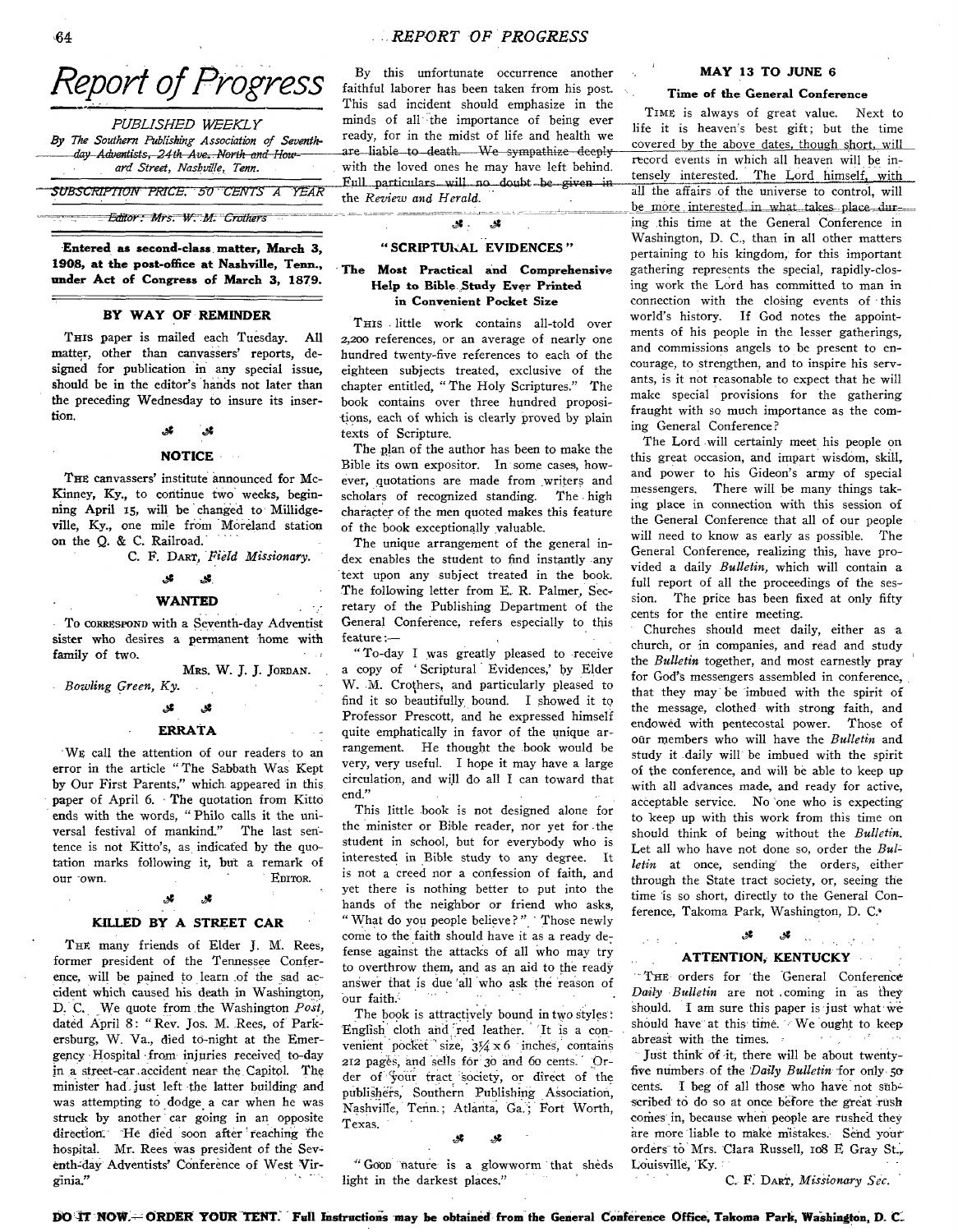# Report of Progress

*PUBLISHED WEEKLY*

By The Southern Publishing Association of Seventh-day Adventists, 24th Ave. North and Howard Street, Nashville, Tenn.

SUBSCRIPTION PRICE, 50 CENTS A YEAR

Editor: Mrs. W. M. Crothers

**Entered as second-class matter, March 3, 1908, at the post-office at Nashville, Tenn., under Act of Congress of March 3, 1879.**

### BY WAY OF REMINDER

THIS paper is mailed each Tuesday. All matter, other than canvassers' reports, designed for publication in any special issue, should be in the editor's hands not later than the preceding Wednesday to insure its insertion.

### NOTICE

THE canvassers' institute announced for McKinney, Ky., to continue two weeks, beginning April 15, will be changed to Millidgeville, Ky., one mile from Moreland station on the Q. & C. Railroad.

C. F. DART, *Field Missionary.*

### WANTED

TO CORRESPOND with a Seventh-day Adventist sister who desires a permanent home with family of two.

MRS. W. J. J. JORDAN.

*Bowling Green, Ky.*

### ERRATA

WE call the attention of our readers to an error in the article "The Sabbath Was Kept by Our First Parents," which appeared in this paper of April 6. The quotation from Kitto ends with the words, "Philo calls it the universal festival of mankind." The last sentence is not Kitto's, as indicated by the quotation marks following it, but a remark of our own.

EDITOR.

### KILLED BY A STREET CAR

THE many friends of Elder J. M. Rees, former president of the Tennessee Conference, will be pained to learn of the sad accident which caused his death in Washington, D. C. We quote from the Washington *Post*, dated April 8: "Rev. Jos. M. Rees, of Parkersburg, W. Va., died to-night at the Emergency Hospital from injuries received to-day in a street-car accident near the Capitol. The minister had just left the latter building and was attempting to dodge a car when he was struck by another car going in an opposite direction. He died soon after reaching the hospital. Mr. Rees was president of the Seventh-day Adventists' Conference of West Virginia."

By this unfortunate occurrence another faithful laborer has been taken from his post. This sad incident should emphasize in the minds of all the importance of being ever ready, for in the midst of life and health we are liable to death. We sympathize deeply with the loved ones he may have left behind. Full particulars will no doubt be given in the *Review and Herald.*

### "SCRIPTURAL EVIDENCES"

**The Most Practical and Comprehensive Help to Bible Study Ever Printed in Convenient Pocket Size**

THIS little work contains all-told over 2,200 references, or an average of nearly one hundred twenty-five references to each of the eighteen subjects treated, exclusive of the chapter entitled, "The Holy Scriptures." The book contains over three hundred propositions, each of which is clearly proved by plain texts of Scripture.

The plan of the author has been to make the Bible its own expositor. In some cases, however, quotations are made from writers and scholars of recognized standing. The high character of the men quoted makes this feature of the book exceptionally valuable.

The unique arrangement of the general index enables the student to find instantly any text upon any subject treated in the book. The following letter from E. R. Palmer, Secretary of the Publishing Department of the General Conference, refers especially to this feature:—

"To-day I was greatly pleased to receive a copy of 'Scriptural Evidences,' by Elder W. M. Crothers, and particularly pleased to find it so beautifully bound. I showed it to Professor Prescott, and he expressed himself quite emphatically in favor of the unique arrangement. He thought the book would be very, very useful. I hope it may have a large circulation, and will do all I can toward that end."

This little book is not designed alone for the minister or Bible reader, nor yet for the student in school, but for everybody who is interested in Bible study to any degree. It is not a creed nor a confession of faith, and yet there is nothing better to put into the hands of the neighbor or friend who asks, "What do you people believe?" Those newly come to the faith should have it as a ready defense against the attacks of all who may try to overthrow them, and as an aid to the ready answer that is due all who ask the reason of our faith.

The book is attractively bound in two styles: English cloth and red leather. It is a convenient pocket size, 3¼ x 6 inches, contains 212 pages, and sells for 30 and 60 cents. Order of your tract society, or direct of the publishers, Southern Publishing Association, Nashville, Tenn.; Atlanta, Ga.; Fort Worth, Texas.

"GOOD nature is a glowworm that sheds light in the darkest places."

### MAY 13 TO JUNE 6

**Time of the General Conference**

TIME is always of great value. Next to life it is heaven's best gift; but the time covered by the above dates, though short, will record events in which all heaven will be intensely interested. The Lord himself, with all the affairs of the universe to control, will be more interested in what takes place during this time at the General Conference in Washington, D. C., than in all other matters pertaining to his kingdom, for this important gathering represents the special, rapidly-closing work the Lord has committed to man in connection with the closing events of this world's history. If God notes the appointments of his people in the lesser gatherings, and commissions angels to be present to encourage, to strengthen, and to inspire his servants, is it not reasonable to expect that he will make special provisions for the gathering fraught with so much importance as the coming General Conference?

The Lord will certainly meet his people on this great occasion, and impart wisdom, skill, and power to his Gideon's army of special messengers. There will be many things taking place in connection with this session of the General Conference that all of our people will need to know as early as possible. The General Conference, realizing this, have provided a daily *Bulletin*, which will contain a full report of all the proceedings of the session. The price has been fixed at only fifty cents for the entire meeting.

Churches should meet daily, either as a church, or in companies, and read and study the *Bulletin* together, and most earnestly pray for God's messengers assembled in conference, that they may be imbued with the spirit of the message, clothed with strong faith, and endowed with pentecostal power. Those of our members who will have the *Bulletin* and study it daily will be imbued with the spirit of the conference, and will be able to keep up with all advances made, and ready for active, acceptable service. No one who is expecting to keep up with this work from this time on should think of being without the *Bulletin*. Let all who have not done so, order the *Bulletin* at once, sending the orders, either through the State tract society, or, seeing the time is so short, directly to the General Conference, Takoma Park, Washington, D. C.

### ATTENTION, KENTUCKY

THE orders for the General Conference *Daily Bulletin* are not coming in as they should. I am sure this paper is just what we should have at this time. We ought to keep abreast with the times.

Just think of it, there will be about twenty-five numbers of the *Daily Bulletin* for only 50 cents. I beg of all those who have not subscribed to do so at once before the great rush comes in, because when people are rushed they are more liable to make mistakes. Send your orders to Mrs. Clara Russell, 108 E Gray St., Louisville, Ky.

C. F. DART, *Missionary Sec.*

**DO IT NOW.—ORDER YOUR TENT. Full Instructions may be obtained from the General Conference Office, Takoma Park, Washington, D. C.**